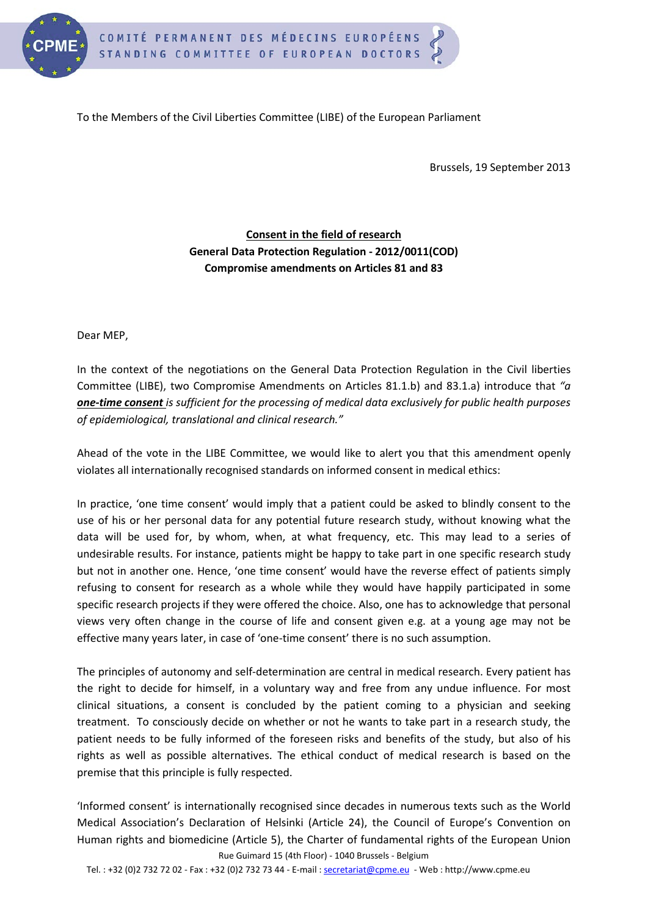To the Members of the Civil Liberties Committee (LIBE) of the European Parliament

Brussels, 19 September 2013

**Consent in the field of research**
**General Data Protection Regulation - 2012/0011(COD)**
**Compromise amendments on Articles 81 and 83**

Dear MEP,

In the context of the negotiations on the General Data Protection Regulation in the Civil liberties Committee (LIBE), two Compromise Amendments on Articles 81.1.b) and 83.1.a) introduce that *"a **one-time consent** is sufficient for the processing of medical data exclusively for public health purposes of epidemiological, translational and clinical research."*

Ahead of the vote in the LIBE Committee, we would like to alert you that this amendment openly violates all internationally recognised standards on informed consent in medical ethics:

In practice, 'one time consent' would imply that a patient could be asked to blindly consent to the use of his or her personal data for any potential future research study, without knowing what the data will be used for, by whom, when, at what frequency, etc. This may lead to a series of undesirable results. For instance, patients might be happy to take part in one specific research study but not in another one. Hence, 'one time consent' would have the reverse effect of patients simply refusing to consent for research as a whole while they would have happily participated in some specific research projects if they were offered the choice. Also, one has to acknowledge that personal views very often change in the course of life and consent given e.g. at a young age may not be effective many years later, in case of 'one-time consent' there is no such assumption.

The principles of autonomy and self-determination are central in medical research. Every patient has the right to decide for himself, in a voluntary way and free from any undue influence. For most clinical situations, a consent is concluded by the patient coming to a physician and seeking treatment. To consciously decide on whether or not he wants to take part in a research study, the patient needs to be fully informed of the foreseen risks and benefits of the study, but also of his rights as well as possible alternatives. The ethical conduct of medical research is based on the premise that this principle is fully respected.

'Informed consent' is internationally recognised since decades in numerous texts such as the World Medical Association's Declaration of Helsinki (Article 24), the Council of Europe's Convention on Human rights and biomedicine (Article 5), the Charter of fundamental rights of the European Union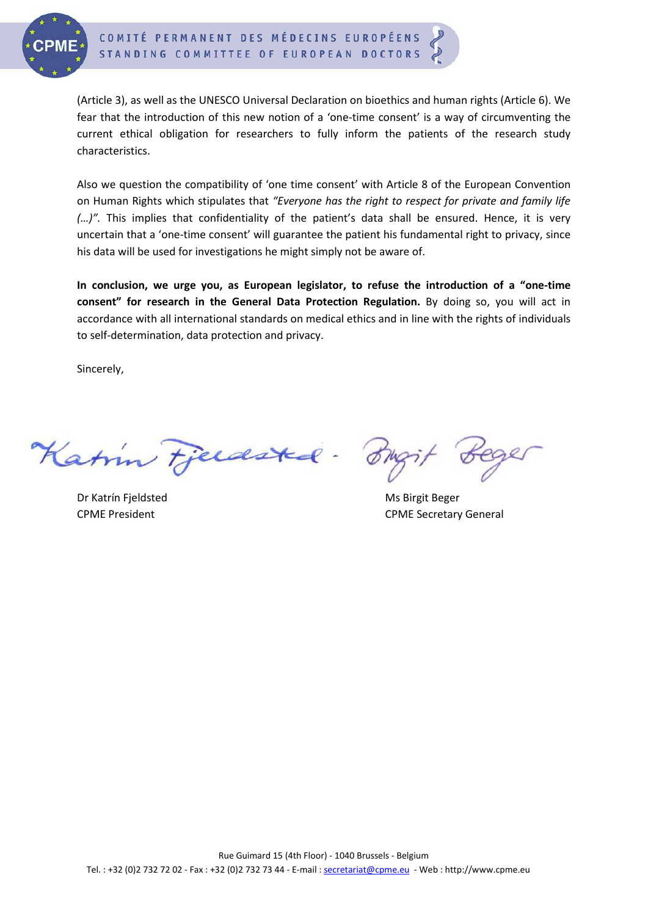(Article 3), as well as the UNESCO Universal Declaration on bioethics and human rights (Article 6). We fear that the introduction of this new notion of a 'one-time consent' is a way of circumventing the current ethical obligation for researchers to fully inform the patients of the research study characteristics.

Also we question the compatibility of 'one time consent' with Article 8 of the European Convention on Human Rights which stipulates that *"Everyone has the right to respect for private and family life (…)"*. This implies that confidentiality of the patient's data shall be ensured. Hence, it is very uncertain that a 'one-time consent' will guarantee the patient his fundamental right to privacy, since his data will be used for investigations he might simply not be aware of.

**In conclusion, we urge you, as European legislator, to refuse the introduction of a "one-time consent" for research in the General Data Protection Regulation.** By doing so, you will act in accordance with all international standards on medical ethics and in line with the rights of individuals to self-determination, data protection and privacy.

Sincerely,

Dr Katrín Fjeldsted
CPME President

Ms Birgit Beger
CPME Secretary General